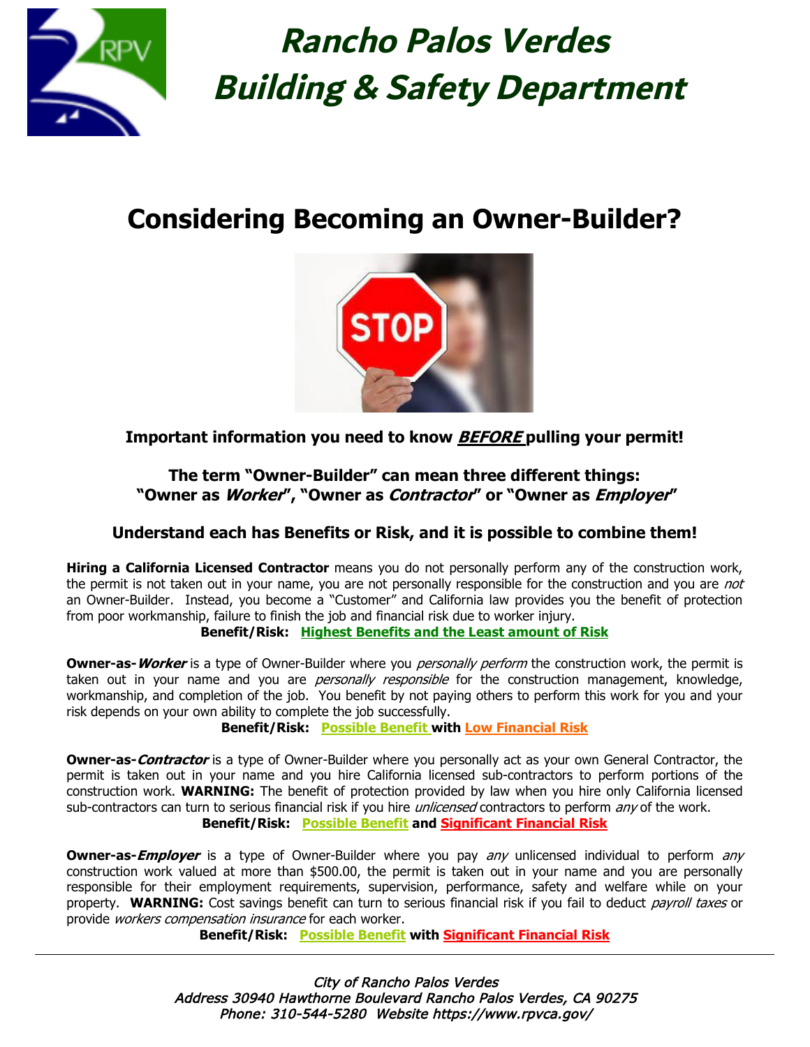# Rancho Palos Verdes Building & Safety Department

## Considering Becoming an Owner-Builder?

**Important information you need to know *BEFORE* pulling your permit!**

### The term "Owner-Builder" can mean three different things: "Owner as *Worker*", "Owner as *Contractor*" or "Owner as *Employer*"

### Understand each has Benefits or Risk, and it is possible to combine them!

**Hiring a California Licensed Contractor** means you do not personally perform any of the construction work, the permit is not taken out in your name, you are not personally responsible for the construction and you are *not* an Owner-Builder. Instead, you become a "Customer" and California law provides you the benefit of protection from poor workmanship, failure to finish the job and financial risk due to worker injury.

**Benefit/Risk: Highest Benefits and the Least amount of Risk**

**Owner-as-*Worker*** is a type of Owner-Builder where you *personally perform* the construction work, the permit is taken out in your name and you are *personally responsible* for the construction management, knowledge, workmanship, and completion of the job. You benefit by not paying others to perform this work for you and your risk depends on your own ability to complete the job successfully.

**Benefit/Risk: Possible Benefit with Low Financial Risk**

**Owner-as-*Contractor*** is a type of Owner-Builder where you personally act as your own General Contractor, the permit is taken out in your name and you hire California licensed sub-contractors to perform portions of the construction work. **WARNING:** The benefit of protection provided by law when you hire only California licensed sub-contractors can turn to serious financial risk if you hire *unlicensed* contractors to perform *any* of the work.

**Benefit/Risk: Possible Benefit and Significant Financial Risk**

**Owner-as-*Employer*** is a type of Owner-Builder where you pay *any* unlicensed individual to perform *any* construction work valued at more than $500.00, the permit is taken out in your name and you are personally responsible for their employment requirements, supervision, performance, safety and welfare while on your property. **WARNING:** Cost savings benefit can turn to serious financial risk if you fail to deduct *payroll taxes* or provide *workers compensation insurance* for each worker.

**Benefit/Risk: Possible Benefit with Significant Financial Risk**

---

*City of Rancho Palos Verdes*
*Address 30940 Hawthorne Boulevard Rancho Palos Verdes, CA 90275*
*Phone: 310-544-5280 Website https://www.rpvca.gov/*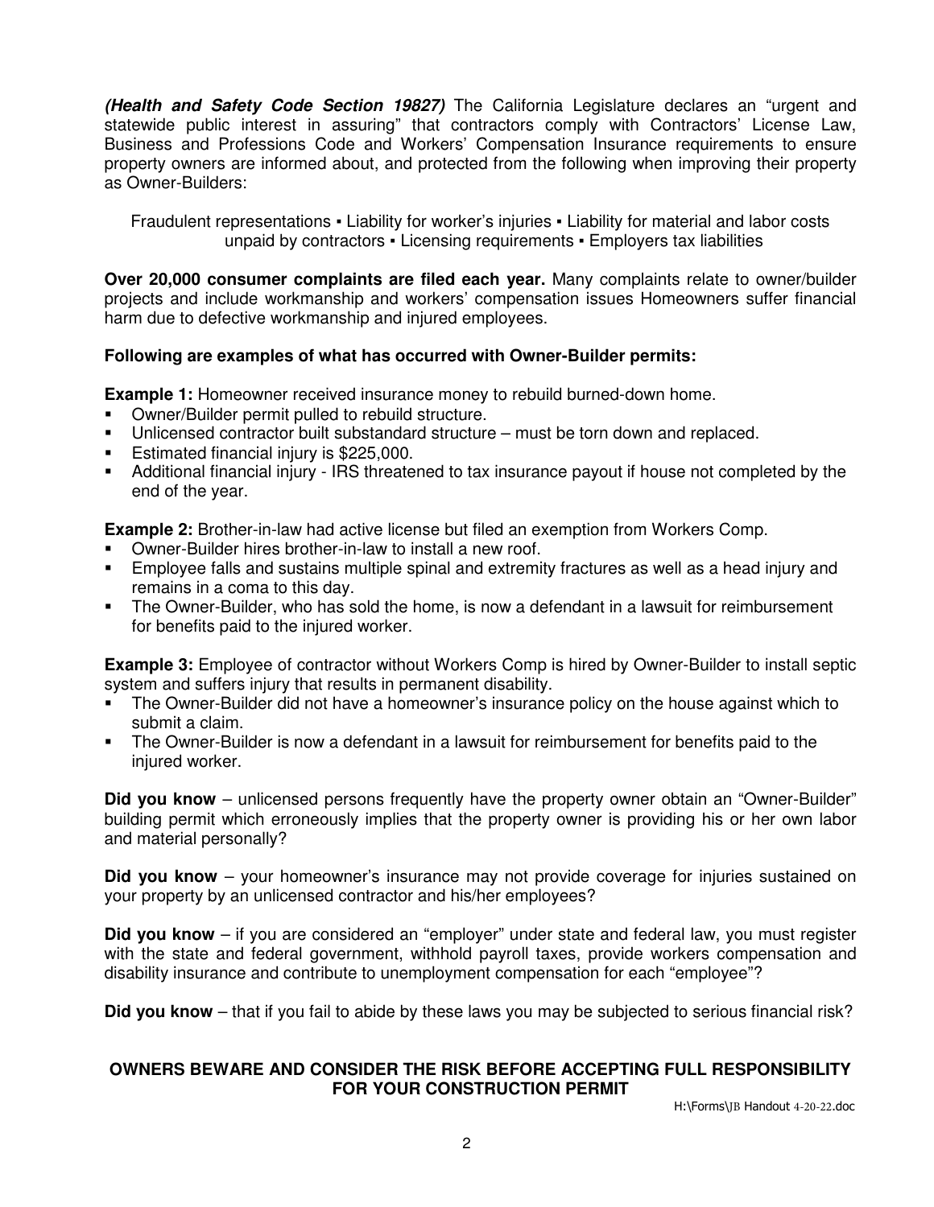***(Health and Safety Code Section 19827)*** The California Legislature declares an "urgent and statewide public interest in assuring" that contractors comply with Contractors' License Law, Business and Professions Code and Workers' Compensation Insurance requirements to ensure property owners are informed about, and protected from the following when improving their property as Owner-Builders:

Fraudulent representations ▪ Liability for worker's injuries ▪ Liability for material and labor costs unpaid by contractors ▪ Licensing requirements ▪ Employers tax liabilities

**Over 20,000 consumer complaints are filed each year.** Many complaints relate to owner/builder projects and include workmanship and workers' compensation issues Homeowners suffer financial harm due to defective workmanship and injured employees.

**Following are examples of what has occurred with Owner-Builder permits:**

**Example 1:** Homeowner received insurance money to rebuild burned-down home.

- Owner/Builder permit pulled to rebuild structure.
- Unlicensed contractor built substandard structure – must be torn down and replaced.
- Estimated financial injury is $225,000.
- Additional financial injury - IRS threatened to tax insurance payout if house not completed by the end of the year.

**Example 2:** Brother-in-law had active license but filed an exemption from Workers Comp.

- Owner-Builder hires brother-in-law to install a new roof.
- Employee falls and sustains multiple spinal and extremity fractures as well as a head injury and remains in a coma to this day.
- The Owner-Builder, who has sold the home, is now a defendant in a lawsuit for reimbursement for benefits paid to the injured worker.

**Example 3:** Employee of contractor without Workers Comp is hired by Owner-Builder to install septic system and suffers injury that results in permanent disability.

- The Owner-Builder did not have a homeowner's insurance policy on the house against which to submit a claim.
- The Owner-Builder is now a defendant in a lawsuit for reimbursement for benefits paid to the injured worker.

**Did you know** – unlicensed persons frequently have the property owner obtain an "Owner-Builder" building permit which erroneously implies that the property owner is providing his or her own labor and material personally?

**Did you know** – your homeowner's insurance may not provide coverage for injuries sustained on your property by an unlicensed contractor and his/her employees?

**Did you know** – if you are considered an "employer" under state and federal law, you must register with the state and federal government, withhold payroll taxes, provide workers compensation and disability insurance and contribute to unemployment compensation for each "employee"?

**Did you know** – that if you fail to abide by these laws you may be subjected to serious financial risk?

**OWNERS BEWARE AND CONSIDER THE RISK BEFORE ACCEPTING FULL RESPONSIBILITY FOR YOUR CONSTRUCTION PERMIT**

H:\Forms\JB Handout 4-20-22.doc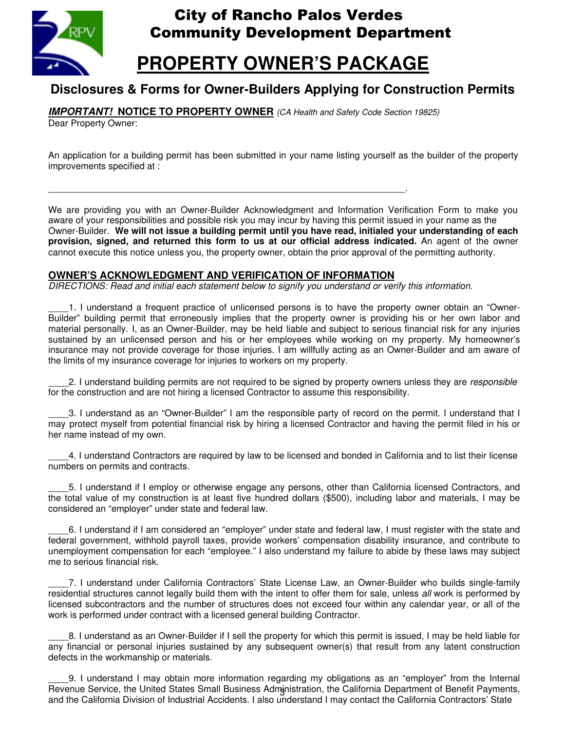# City of Rancho Palos Verdes Community Development Department

# PROPERTY OWNER'S PACKAGE

## Disclosures & Forms for Owner-Builders Applying for Construction Permits

***IMPORTANT!*** **NOTICE TO PROPERTY OWNER** *(CA Health and Safety Code Section 19825)*
Dear Property Owner:

An application for a building permit has been submitted in your name listing yourself as the builder of the property improvements specified at :

_________________________________________________________________________.

We are providing you with an Owner-Builder Acknowledgment and Information Verification Form to make you aware of your responsibilities and possible risk you may incur by having this permit issued in your name as the Owner-Builder. **We will not issue a building permit until you have read, initialed your understanding of each provision, signed, and returned this form to us at our official address indicated.** An agent of the owner cannot execute this notice unless you, the property owner, obtain the prior approval of the permitting authority.

**OWNER'S ACKNOWLEDGMENT AND VERIFICATION OF INFORMATION**
*DIRECTIONS: Read and initial each statement below to signify you understand or verify this information.*

____1. I understand a frequent practice of unlicensed persons is to have the property owner obtain an "Owner-Builder" building permit that erroneously implies that the property owner is providing his or her own labor and material personally. I, as an Owner-Builder, may be held liable and subject to serious financial risk for any injuries sustained by an unlicensed person and his or her employees while working on my property. My homeowner's insurance may not provide coverage for those injuries. I am willfully acting as an Owner-Builder and am aware of the limits of my insurance coverage for injuries to workers on my property.

____2. I understand building permits are not required to be signed by property owners unless they are *responsible* for the construction and are not hiring a licensed Contractor to assume this responsibility.

____3. I understand as an "Owner-Builder" I am the responsible party of record on the permit. I understand that I may protect myself from potential financial risk by hiring a licensed Contractor and having the permit filed in his or her name instead of my own.

____4. I understand Contractors are required by law to be licensed and bonded in California and to list their license numbers on permits and contracts.

____5. I understand if I employ or otherwise engage any persons, other than California licensed Contractors, and the total value of my construction is at least five hundred dollars ($500), including labor and materials, I may be considered an "employer" under state and federal law.

____6. I understand if I am considered an "employer" under state and federal law, I must register with the state and federal government, withhold payroll taxes, provide workers' compensation disability insurance, and contribute to unemployment compensation for each "employee." I also understand my failure to abide by these laws may subject me to serious financial risk.

____7. I understand under California Contractors' State License Law, an Owner-Builder who builds single-family residential structures cannot legally build them with the intent to offer them for sale, unless *all* work is performed by licensed subcontractors and the number of structures does not exceed four within any calendar year, or all of the work is performed under contract with a licensed general building Contractor.

____8. I understand as an Owner-Builder if I sell the property for which this permit is issued, I may be held liable for any financial or personal injuries sustained by any subsequent owner(s) that result from any latent construction defects in the workmanship or materials.

____9. I understand I may obtain more information regarding my obligations as an "employer" from the Internal Revenue Service, the United States Small Business Administration, the California Department of Benefit Payments, and the California Division of Industrial Accidents. I also understand I may contact the California Contractors' State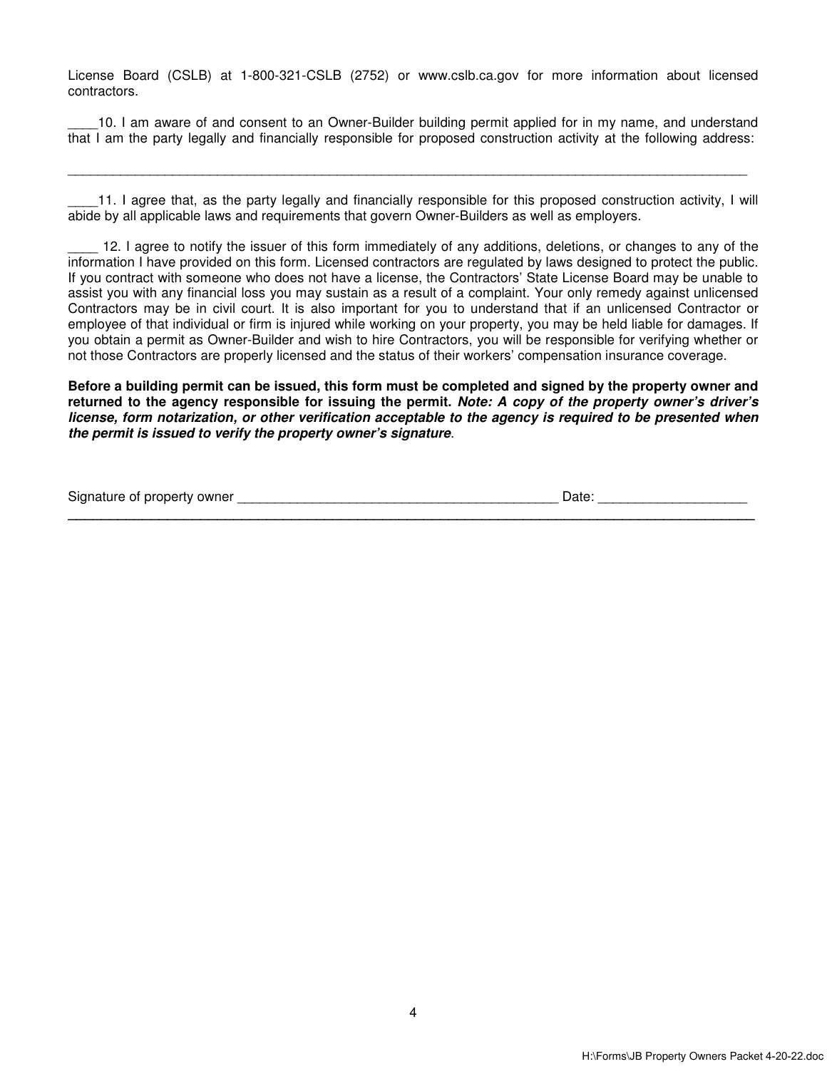License Board (CSLB) at 1-800-321-CSLB (2752) or www.cslb.ca.gov for more information about licensed contractors.

____10. I am aware of and consent to an Owner-Builder building permit applied for in my name, and understand that I am the party legally and financially responsible for proposed construction activity at the following address:

_____________________________________________________________________________________________

____11. I agree that, as the party legally and financially responsible for this proposed construction activity, I will abide by all applicable laws and requirements that govern Owner-Builders as well as employers.

____ 12. I agree to notify the issuer of this form immediately of any additions, deletions, or changes to any of the information I have provided on this form. Licensed contractors are regulated by laws designed to protect the public. If you contract with someone who does not have a license, the Contractors' State License Board may be unable to assist you with any financial loss you may sustain as a result of a complaint. Your only remedy against unlicensed Contractors may be in civil court. It is also important for you to understand that if an unlicensed Contractor or employee of that individual or firm is injured while working on your property, you may be held liable for damages. If you obtain a permit as Owner-Builder and wish to hire Contractors, you will be responsible for verifying whether or not those Contractors are properly licensed and the status of their workers' compensation insurance coverage.

**Before a building permit can be issued, this form must be completed and signed by the property owner and returned to the agency responsible for issuing the permit. *Note: A copy of the property owner's driver's license, form notarization, or other verification acceptable to the agency is required to be presented when the permit is issued to verify the property owner's signature*.**

Signature of property owner ___________________________________________ Date: ___________________

H:\Forms\JB Property Owners Packet 4-20-22.doc